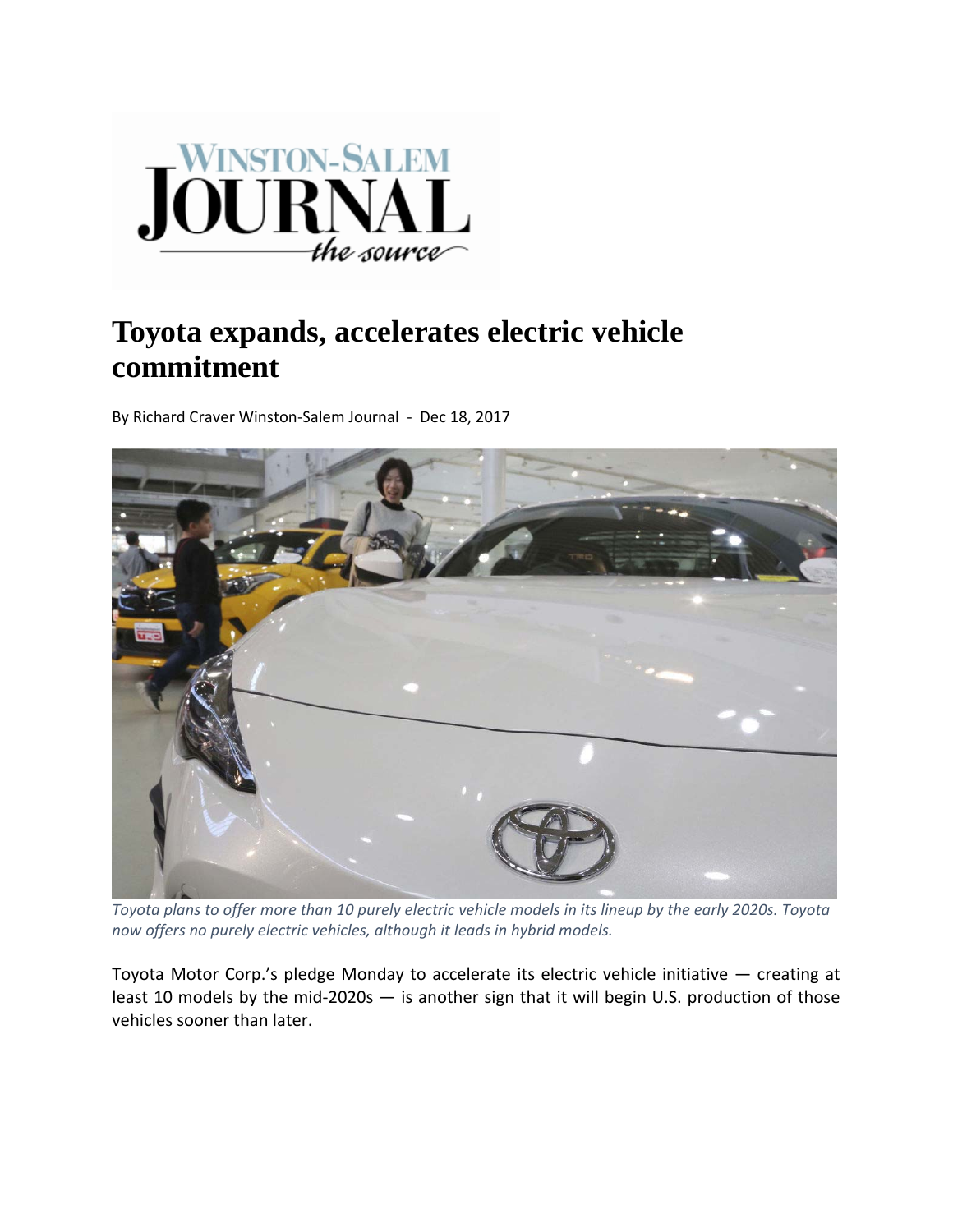# Toyota expands, accelerates electric vehicle commitment

By Richard Craver Winston-Salem Journal - Dec 18, 2017

*Toyota plans to offer more than 10 purely electric vehicle models in its lineup by the early 2020s. Toyota now offers no purely electric vehicles, although it leads in hybrid models.*

Toyota Motor Corp.'s pledge Monday to accelerate its electric vehicle initiative — creating at least 10 models by the mid-2020s — is another sign that it will begin U.S. production of those vehicles sooner than later.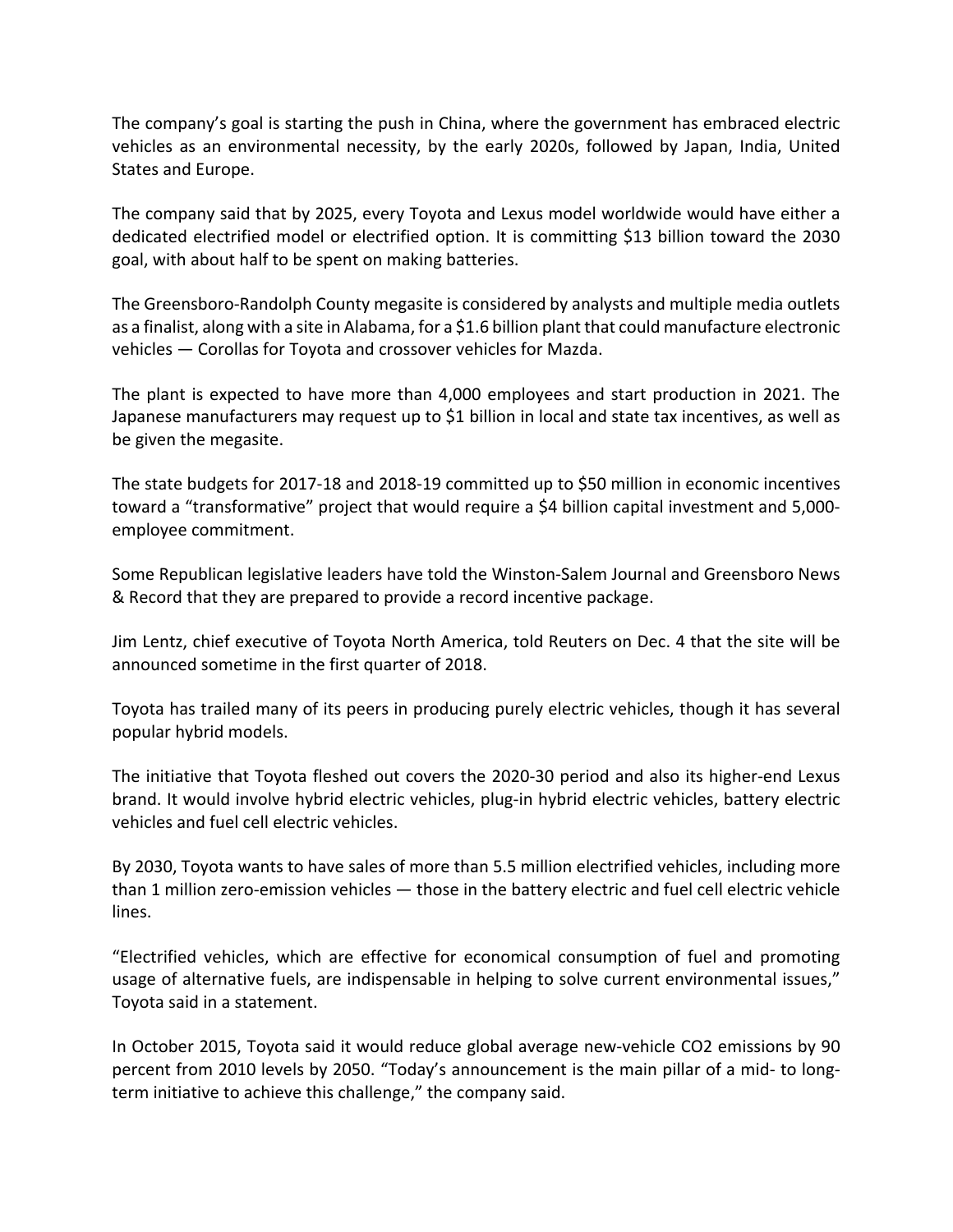The company's goal is starting the push in China, where the government has embraced electric vehicles as an environmental necessity, by the early 2020s, followed by Japan, India, United States and Europe.

The company said that by 2025, every Toyota and Lexus model worldwide would have either a dedicated electrified model or electrified option. It is committing $13 billion toward the 2030 goal, with about half to be spent on making batteries.

The Greensboro-Randolph County megasite is considered by analysts and multiple media outlets as a finalist, along with a site in Alabama, for a $1.6 billion plant that could manufacture electronic vehicles — Corollas for Toyota and crossover vehicles for Mazda.

The plant is expected to have more than 4,000 employees and start production in 2021. The Japanese manufacturers may request up to $1 billion in local and state tax incentives, as well as be given the megasite.

The state budgets for 2017-18 and 2018-19 committed up to $50 million in economic incentives toward a "transformative" project that would require a $4 billion capital investment and 5,000-employee commitment.

Some Republican legislative leaders have told the Winston-Salem Journal and Greensboro News & Record that they are prepared to provide a record incentive package.

Jim Lentz, chief executive of Toyota North America, told Reuters on Dec. 4 that the site will be announced sometime in the first quarter of 2018.

Toyota has trailed many of its peers in producing purely electric vehicles, though it has several popular hybrid models.

The initiative that Toyota fleshed out covers the 2020-30 period and also its higher-end Lexus brand. It would involve hybrid electric vehicles, plug-in hybrid electric vehicles, battery electric vehicles and fuel cell electric vehicles.

By 2030, Toyota wants to have sales of more than 5.5 million electrified vehicles, including more than 1 million zero-emission vehicles — those in the battery electric and fuel cell electric vehicle lines.

"Electrified vehicles, which are effective for economical consumption of fuel and promoting usage of alternative fuels, are indispensable in helping to solve current environmental issues," Toyota said in a statement.

In October 2015, Toyota said it would reduce global average new-vehicle $CO_2$ emissions by 90 percent from 2010 levels by 2050. "Today's announcement is the main pillar of a mid- to long-term initiative to achieve this challenge," the company said.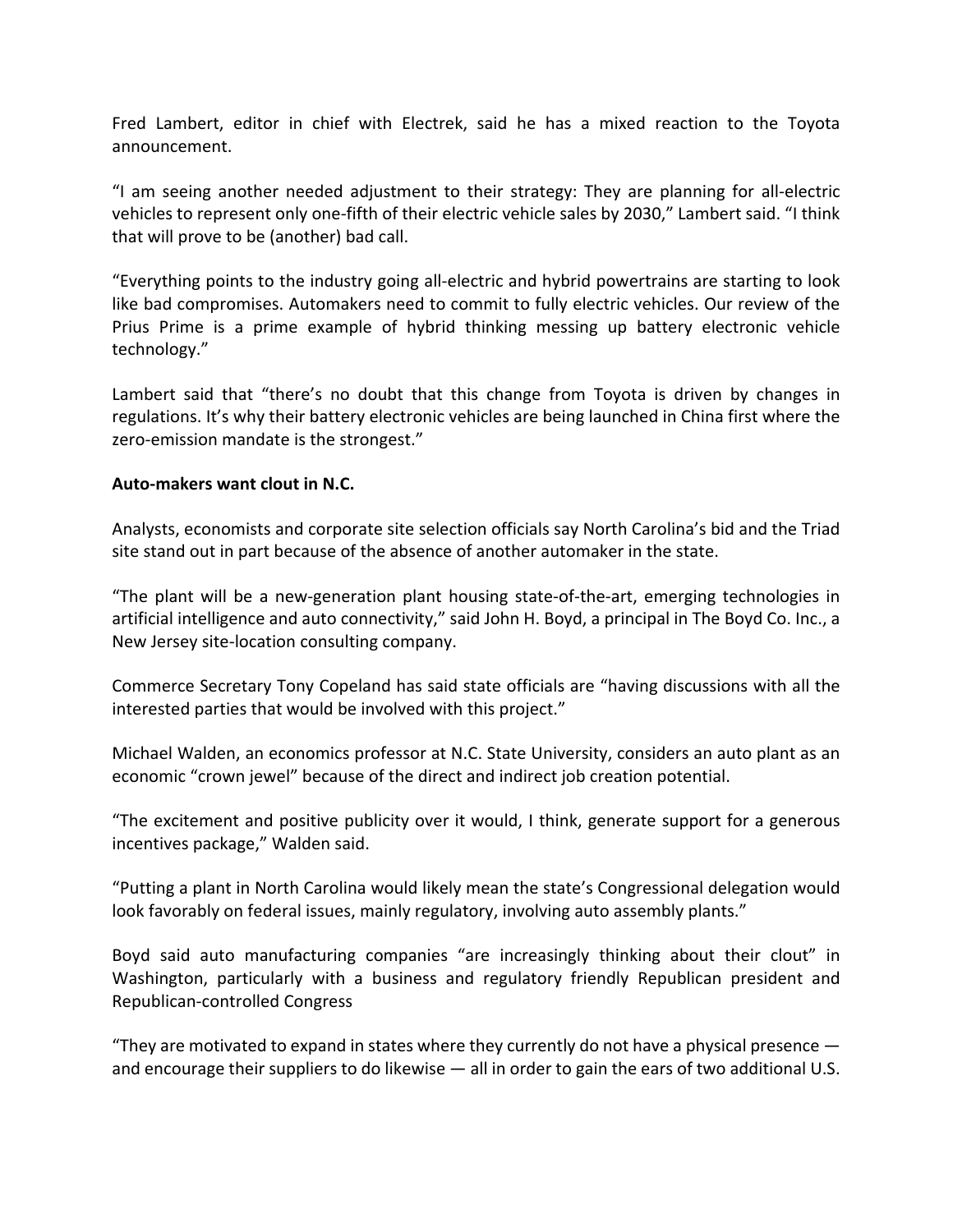Fred Lambert, editor in chief with Electrek, said he has a mixed reaction to the Toyota announcement.

"I am seeing another needed adjustment to their strategy: They are planning for all-electric vehicles to represent only one-fifth of their electric vehicle sales by 2030," Lambert said. "I think that will prove to be (another) bad call.

"Everything points to the industry going all-electric and hybrid powertrains are starting to look like bad compromises. Automakers need to commit to fully electric vehicles. Our review of the Prius Prime is a prime example of hybrid thinking messing up battery electronic vehicle technology."

Lambert said that "there's no doubt that this change from Toyota is driven by changes in regulations. It's why their battery electronic vehicles are being launched in China first where the zero-emission mandate is the strongest."

**Auto-makers want clout in N.C.**

Analysts, economists and corporate site selection officials say North Carolina's bid and the Triad site stand out in part because of the absence of another automaker in the state.

"The plant will be a new-generation plant housing state-of-the-art, emerging technologies in artificial intelligence and auto connectivity," said John H. Boyd, a principal in The Boyd Co. Inc., a New Jersey site-location consulting company.

Commerce Secretary Tony Copeland has said state officials are "having discussions with all the interested parties that would be involved with this project."

Michael Walden, an economics professor at N.C. State University, considers an auto plant as an economic "crown jewel" because of the direct and indirect job creation potential.

"The excitement and positive publicity over it would, I think, generate support for a generous incentives package," Walden said.

"Putting a plant in North Carolina would likely mean the state's Congressional delegation would look favorably on federal issues, mainly regulatory, involving auto assembly plants."

Boyd said auto manufacturing companies "are increasingly thinking about their clout" in Washington, particularly with a business and regulatory friendly Republican president and Republican-controlled Congress

"They are motivated to expand in states where they currently do not have a physical presence — and encourage their suppliers to do likewise — all in order to gain the ears of two additional U.S.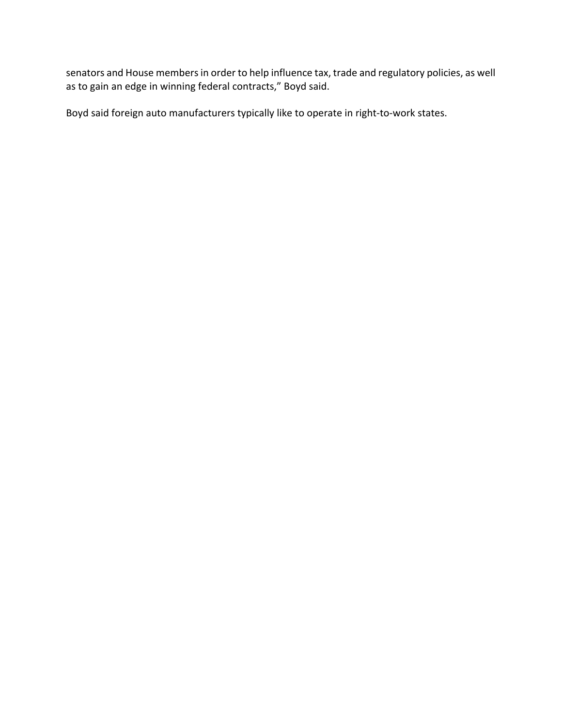senators and House members in order to help influence tax, trade and regulatory policies, as well as to gain an edge in winning federal contracts," Boyd said.

Boyd said foreign auto manufacturers typically like to operate in right-to-work states.